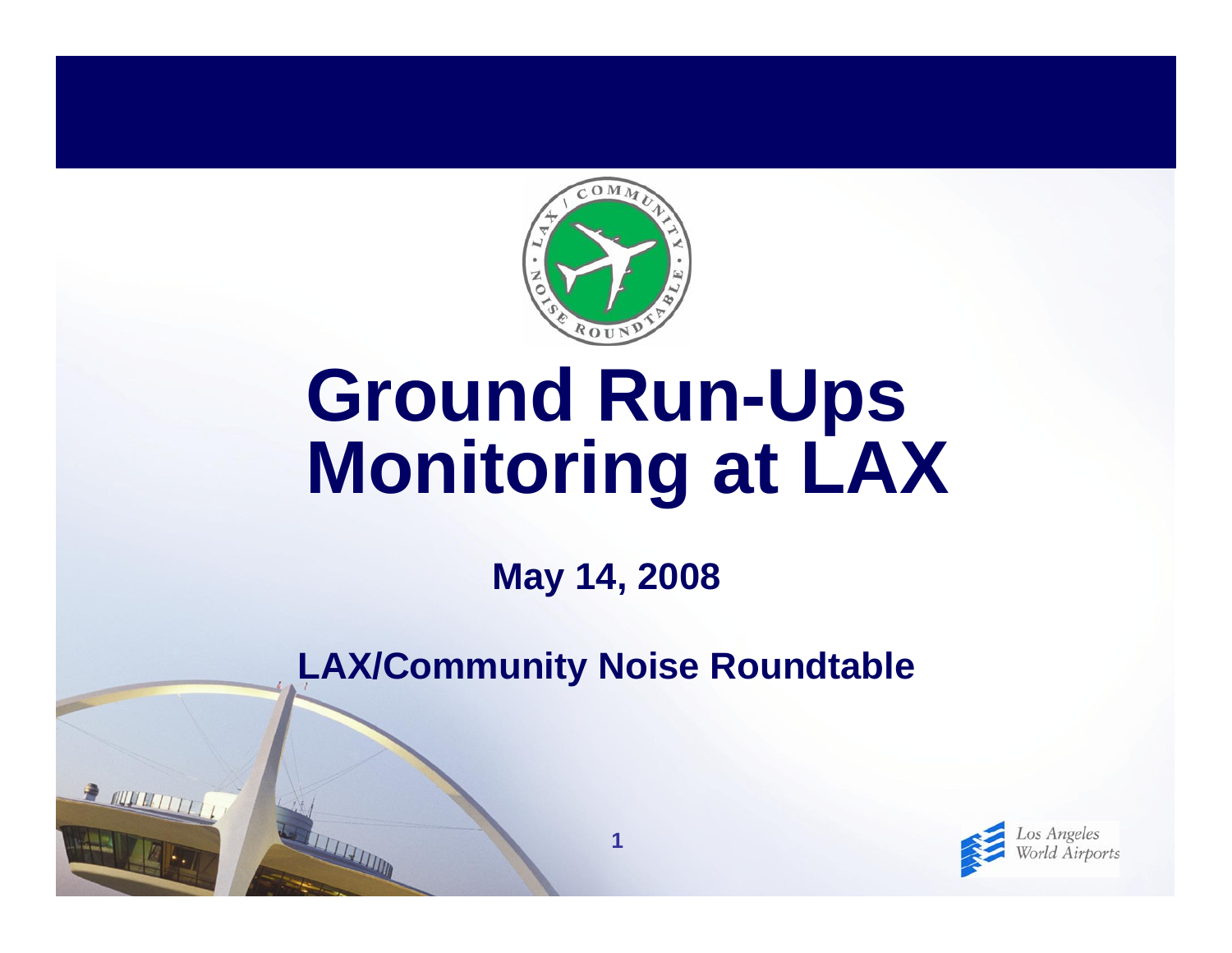# Ground Run-Ups Monitoring at LAX

**May 14, 2008**

**LAX/Community Noise Roundtable**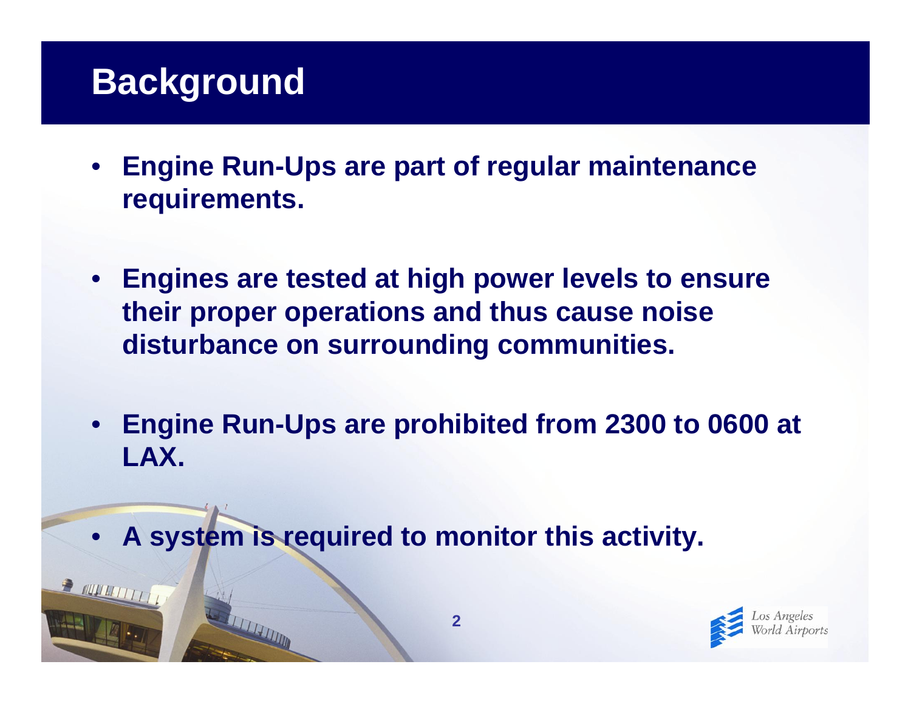# Background

- **Engine Run-Ups are part of regular maintenance requirements.**
- **Engines are tested at high power levels to ensure their proper operations and thus cause noise disturbance on surrounding communities.**
- **Engine Run-Ups are prohibited from 2300 to 0600 at LAX.**
- **A system is required to monitor this activity.**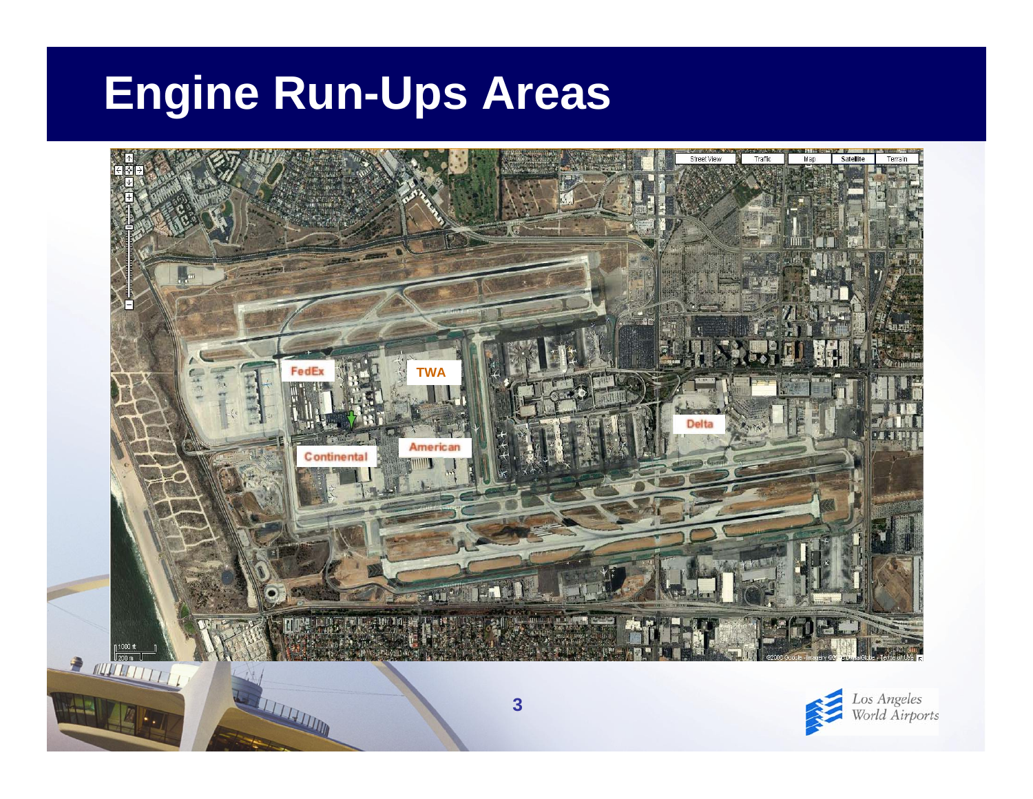# Engine Run-Ups Areas

FedEx

TWA

Continental

American

Delta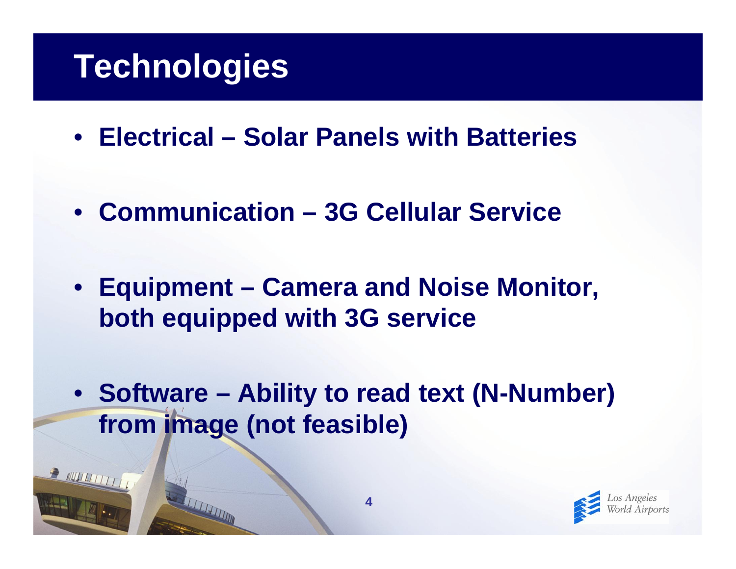# Technologies

- **Electrical – Solar Panels with Batteries**
- **Communication – 3G Cellular Service**
- **Equipment – Camera and Noise Monitor, both equipped with 3G service**
- **Software – Ability to read text (N-Number) from image (not feasible)**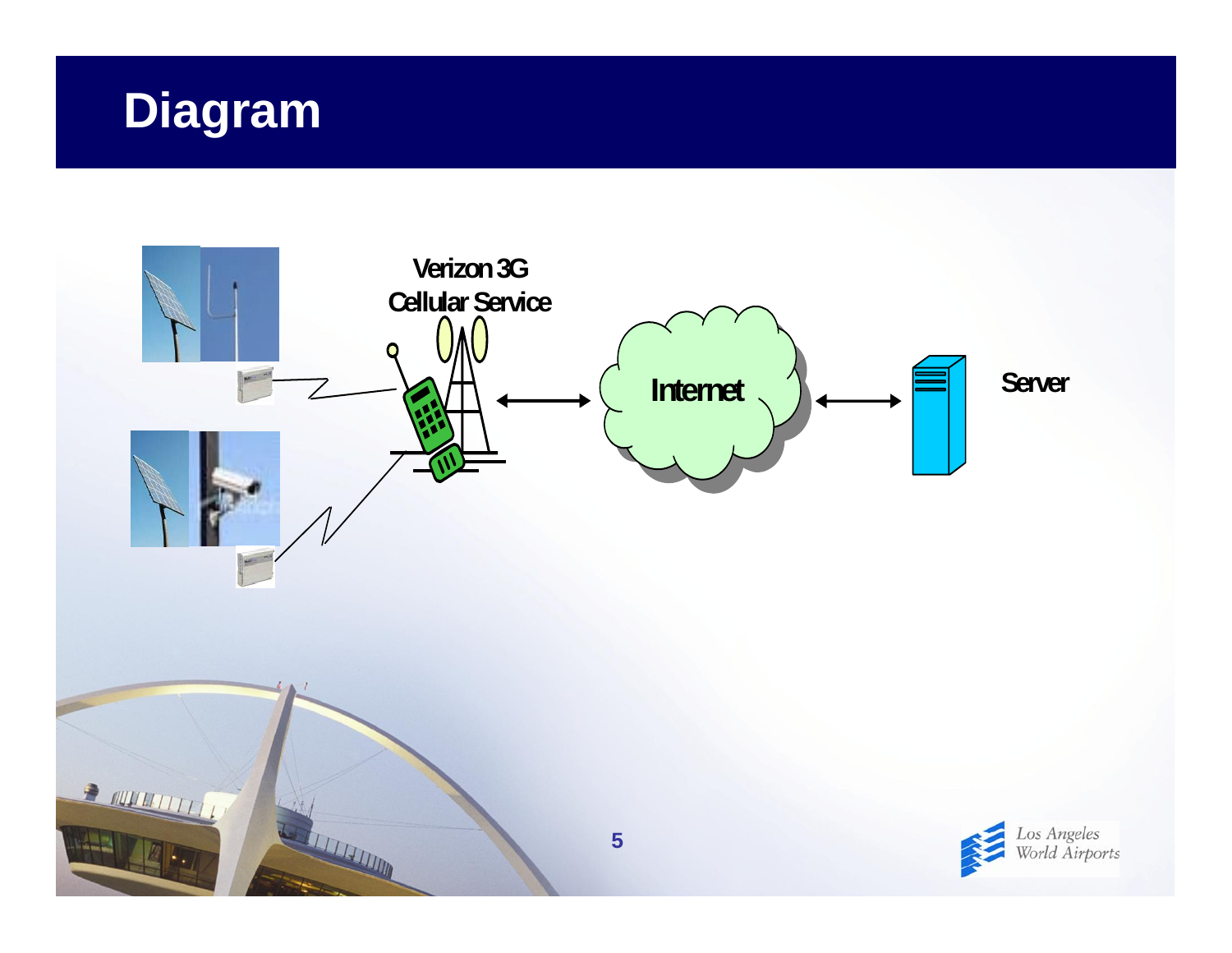# Diagram

Verizon 3G Cellular Service

Internet

Server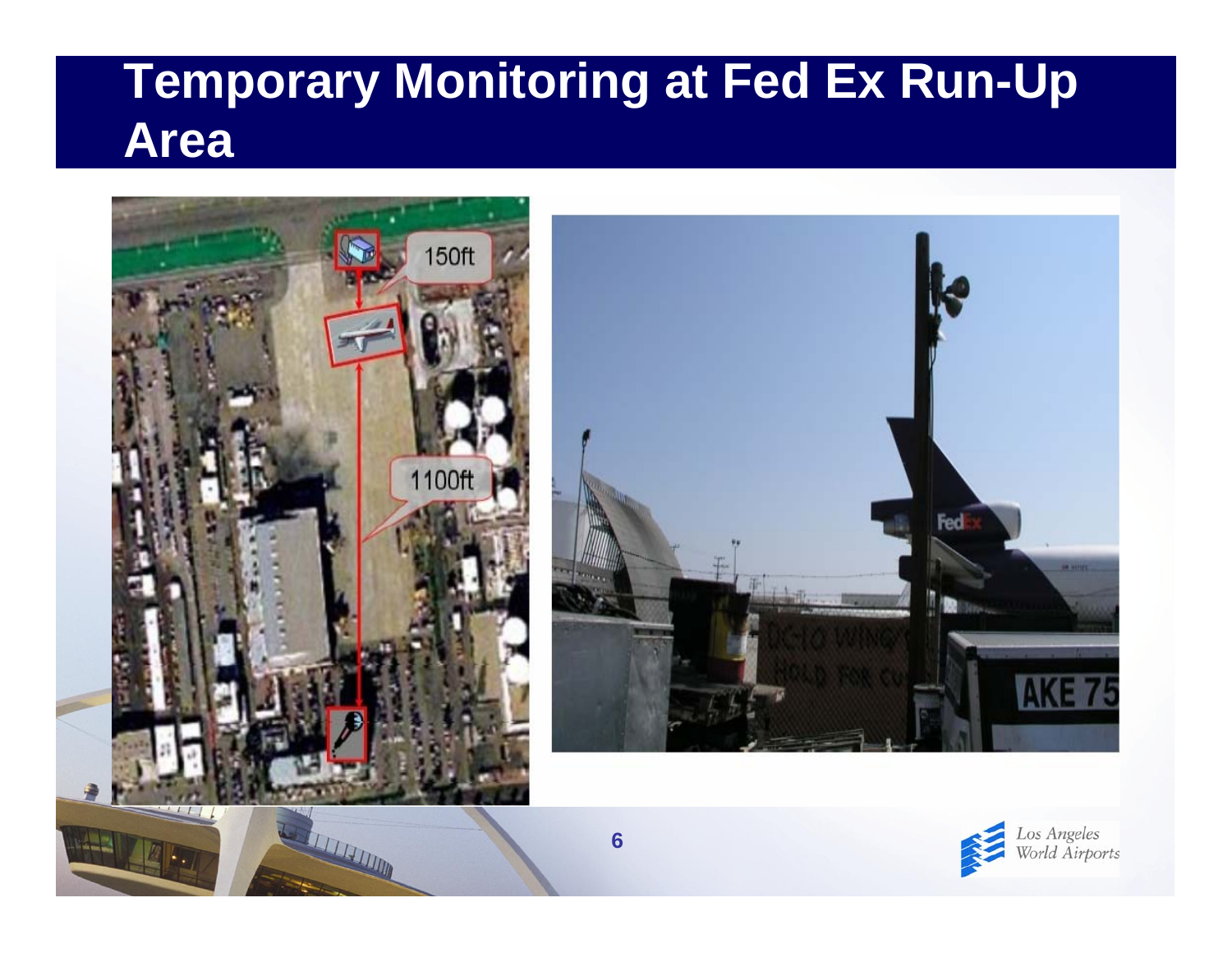# Temporary Monitoring at Fed Ex Run-Up Area

150ft

1100ft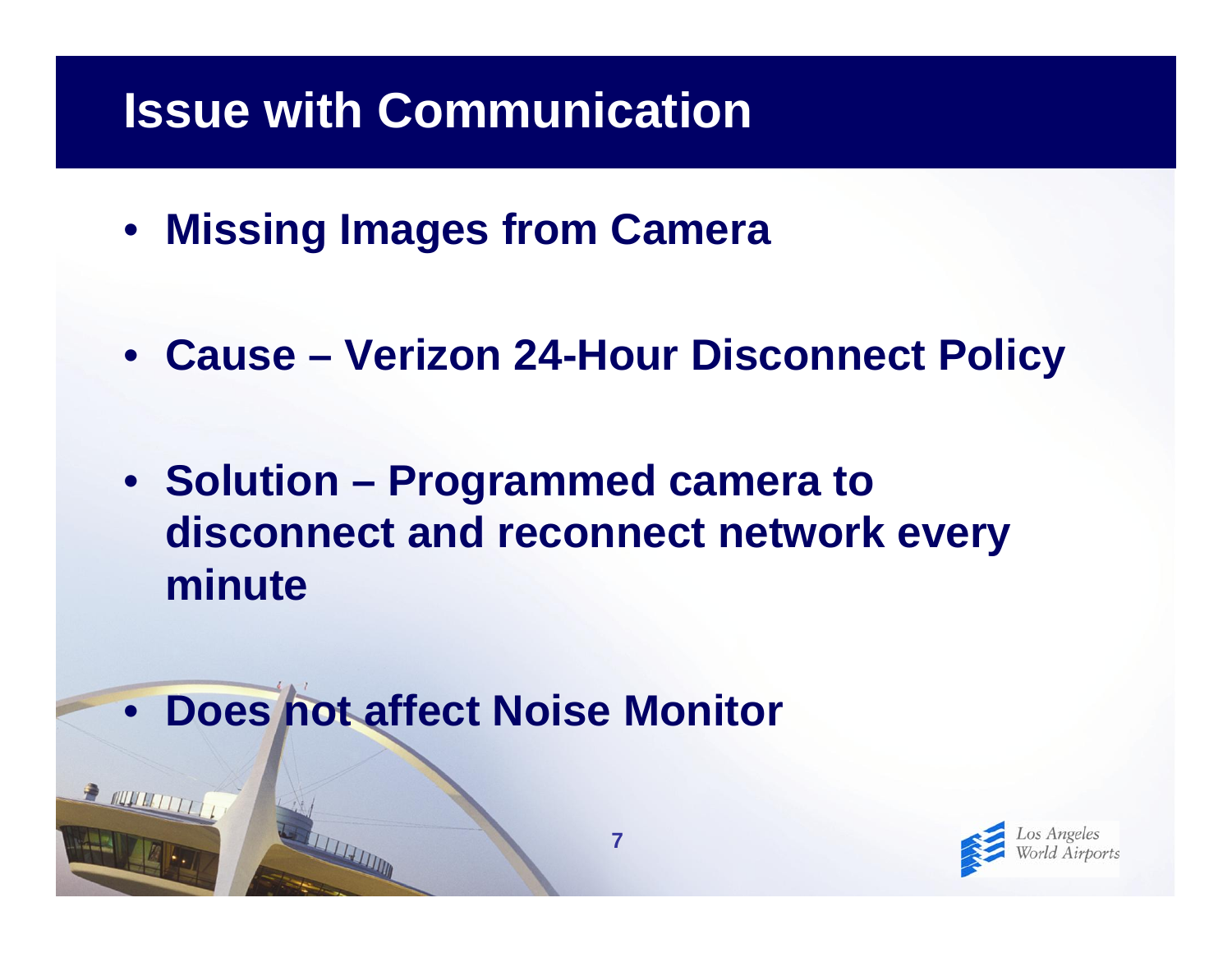# Issue with Communication

- Missing Images from Camera
- Cause – Verizon 24-Hour Disconnect Policy
- Solution – Programmed camera to disconnect and reconnect network every minute
- Does not affect Noise Monitor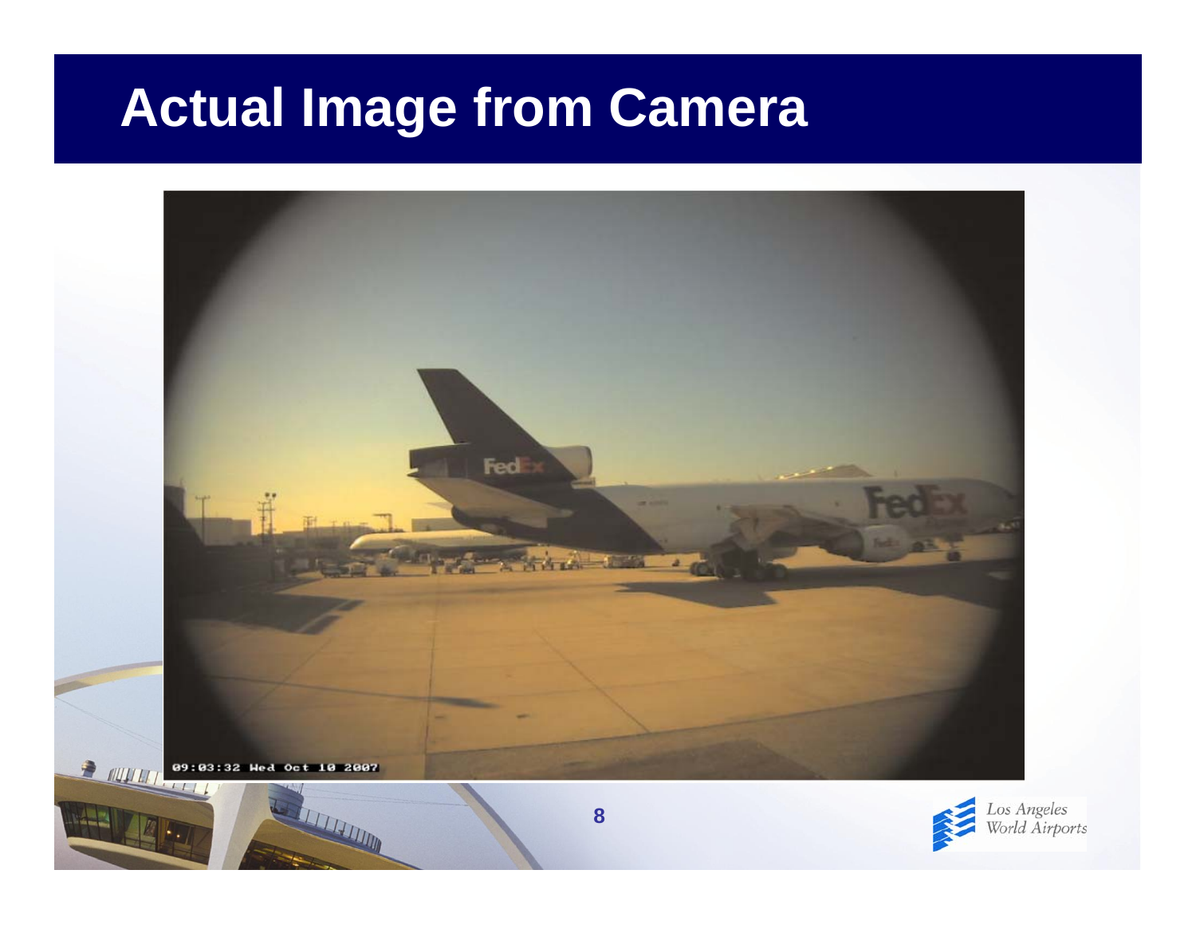# Actual Image from Camera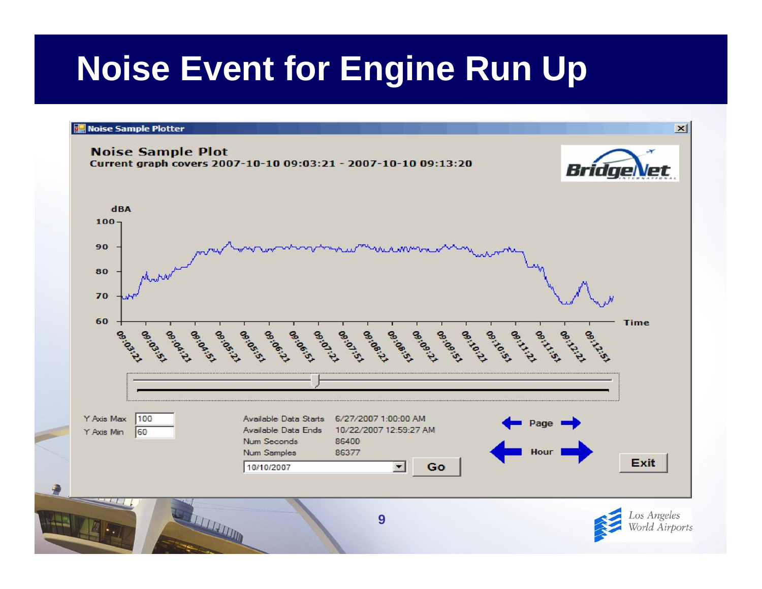# Noise Event for Engine Run Up

**Noise Sample Plotter**

**Noise Sample Plot**

**Current graph covers 2007-10-10 09:03:21 - 2007-10-10 09:13:20**

BridgeNet International

dBA

100

90

80

70

60

Time

09:03:21 09:03:51 09:04:21 09:04:51 09:05:21 09:05:51 09:06:21 09:06:51 09:07:21 09:07:51 09:08:21 09:08:51 09:09:21 09:09:51 09:10:21 09:10:51 09:11:21 09:11:51 09:12:21 09:12:51

Y Axis Max: 100

Y Axis Min: 60

| | |
|---|---|
| Available Data Starts | 6/27/2007 1:00:00 AM |
| Available Data Ends | 10/22/2007 12:59:27 AM |
| Num Seconds | 86400 |
| Num Samples | 86377 |

10/10/2007 | Go

Page

Hour

Exit

Los Angeles World Airports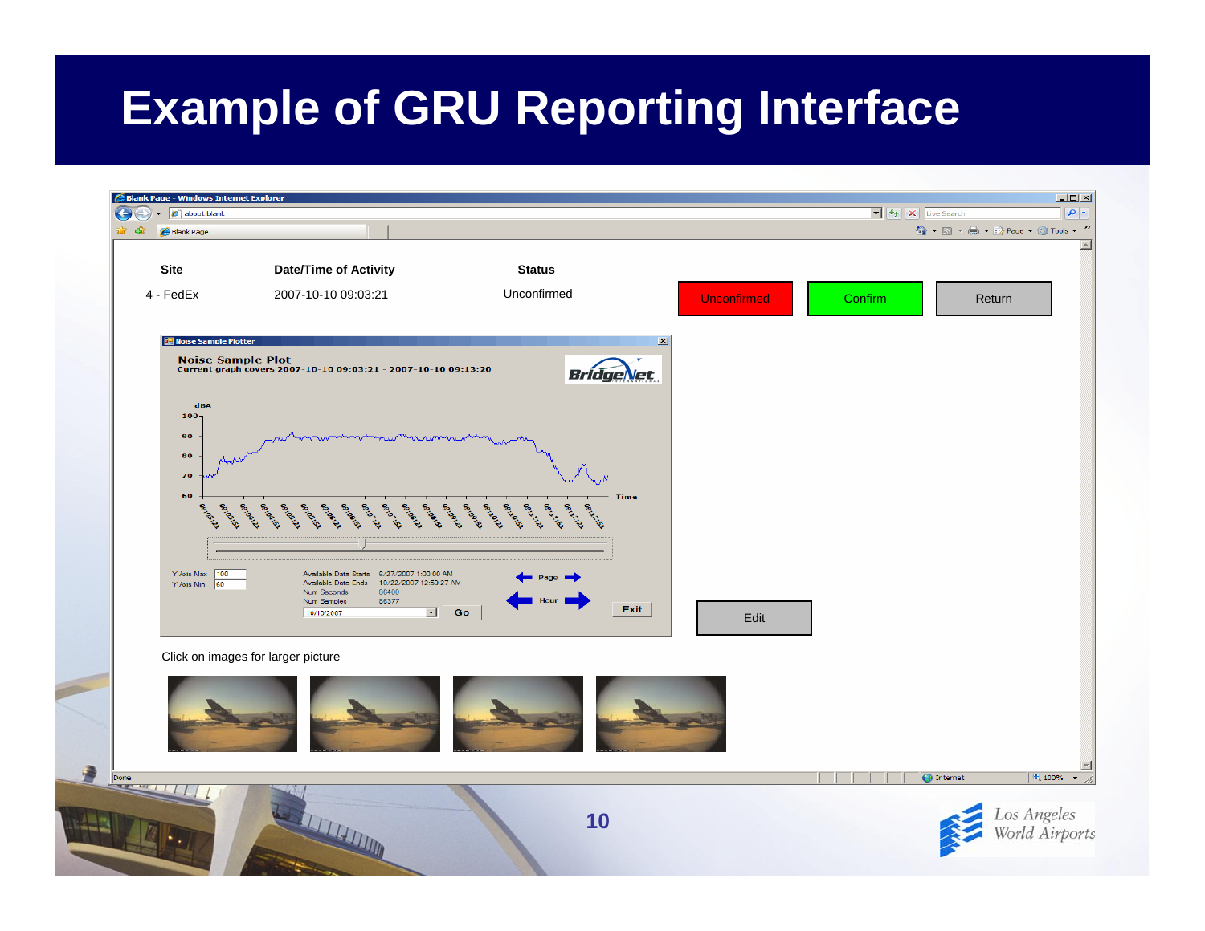# Example of GRU Reporting Interface

| Site | Date/Time of Activity | Status |
|---|---|---|
| 4 - FedEx | 2007-10-10 09:03:21 | Unconfirmed |

Unconfirmed | Confirm | Return

**Noise Sample Plot**
Current graph covers 2007-10-10 09:03:21 - 2007-10-10 09:13:20

Y Axis Max: 100
Y Axis Min: 60

Available Data Starts: 6/27/2007 1:00:00 AM
Available Data Ends: 10/22/2007 12:59:27 AM
Num Seconds: 86400
Num Samples: 86377

10/10/2007 | Go | Page | Hour | Exit

Edit

Click on images for larger picture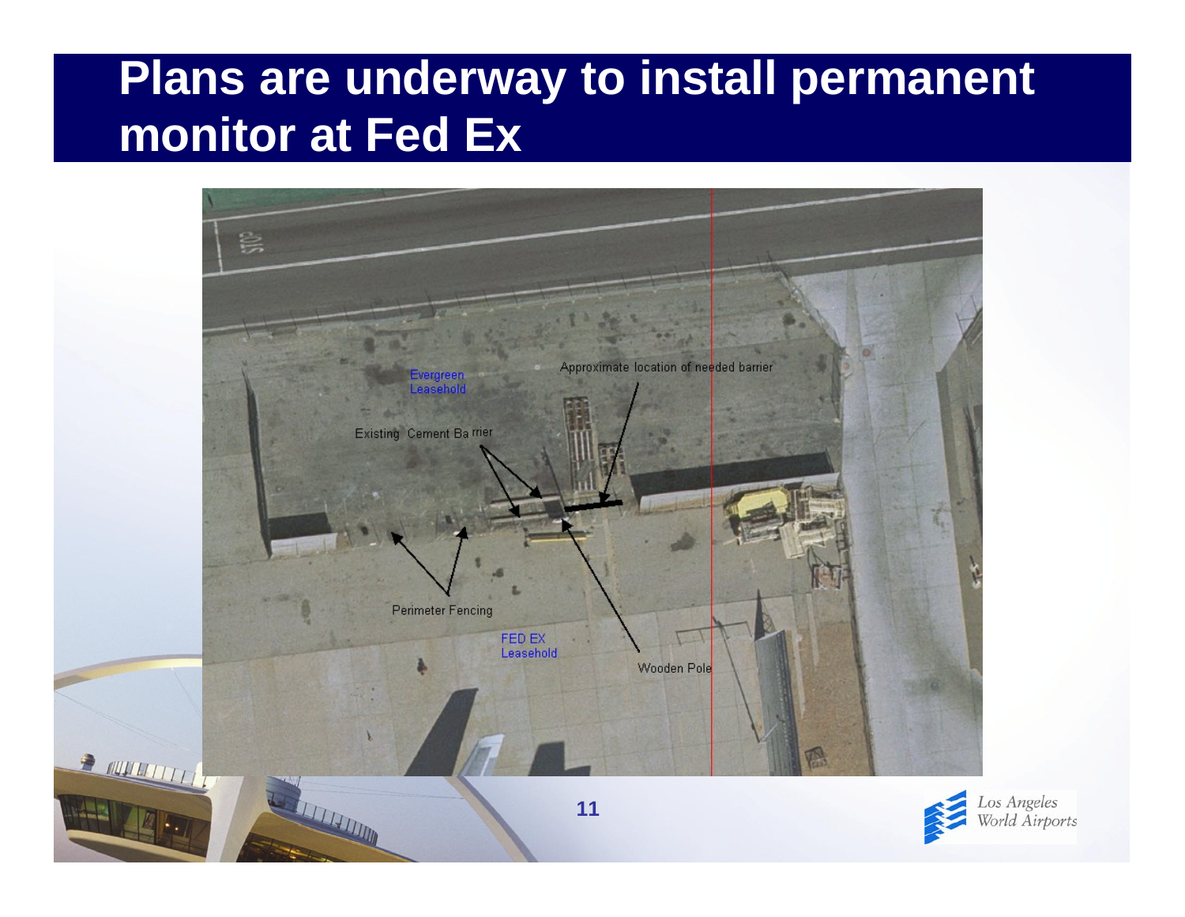# Plans are underway to install permanent monitor at Fed Ex

Evergreen Leasehold

Approximate location of needed barrier

Existing Cement Barrier

Perimeter Fencing

FED EX Leasehold

Wooden Pole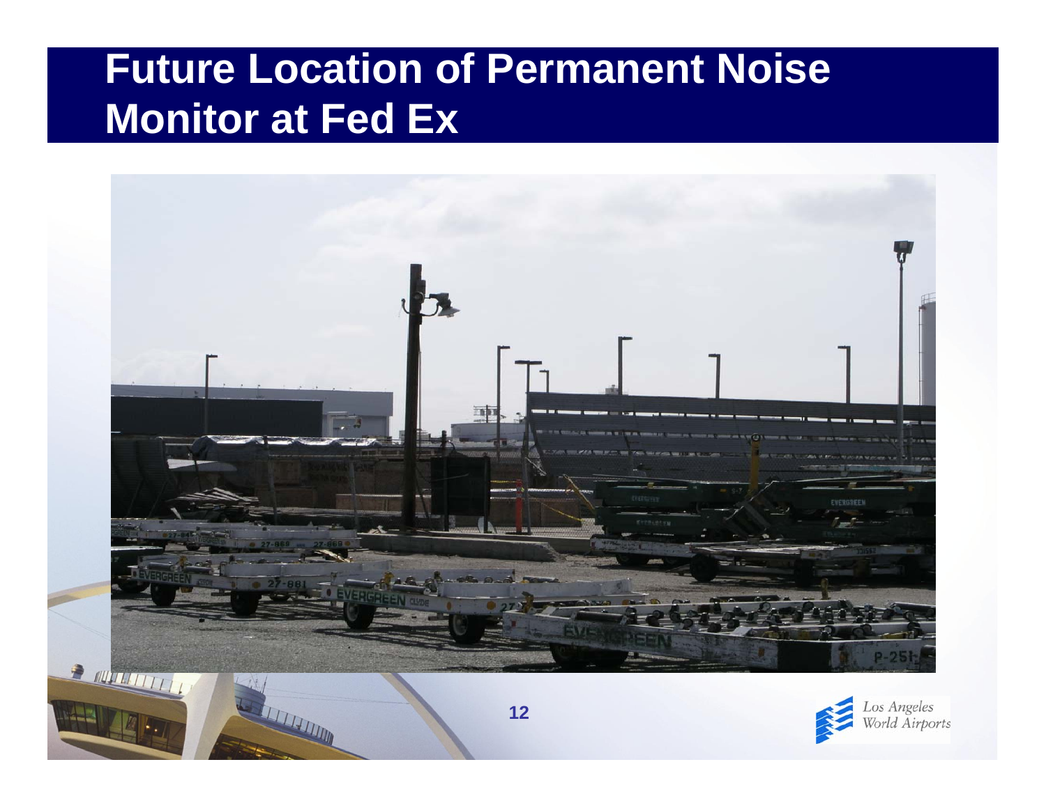# Future Location of Permanent Noise Monitor at Fed Ex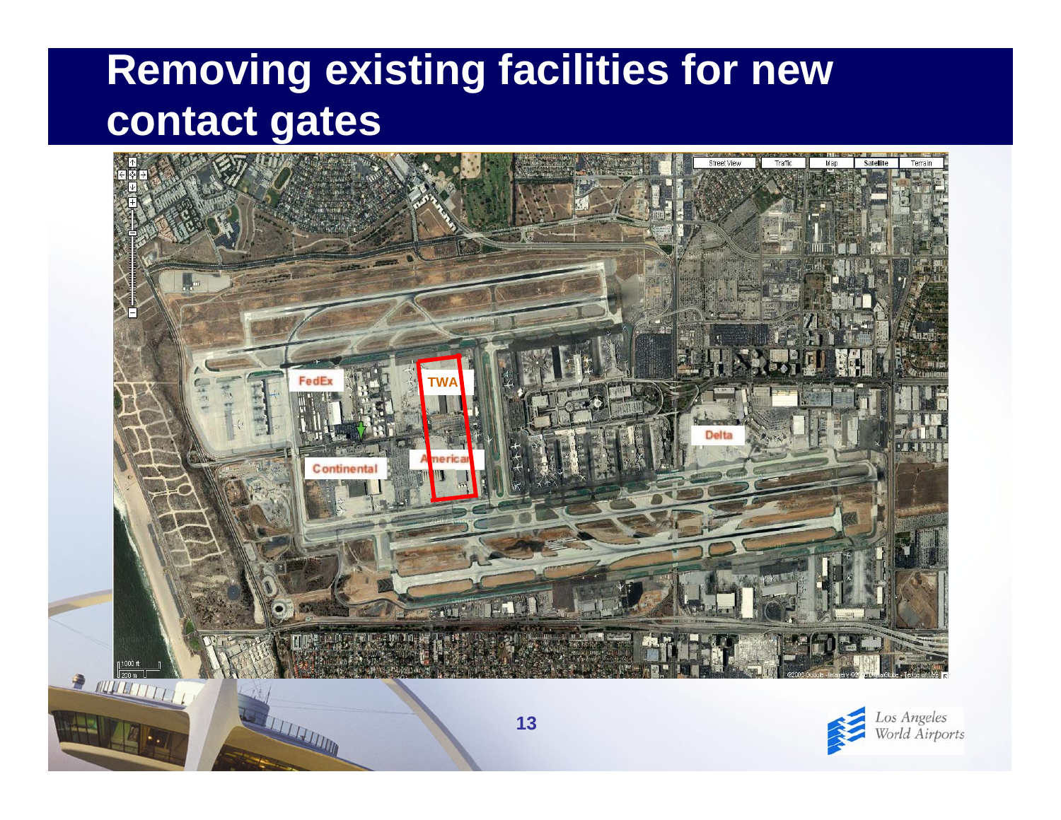# Removing existing facilities for new contact gates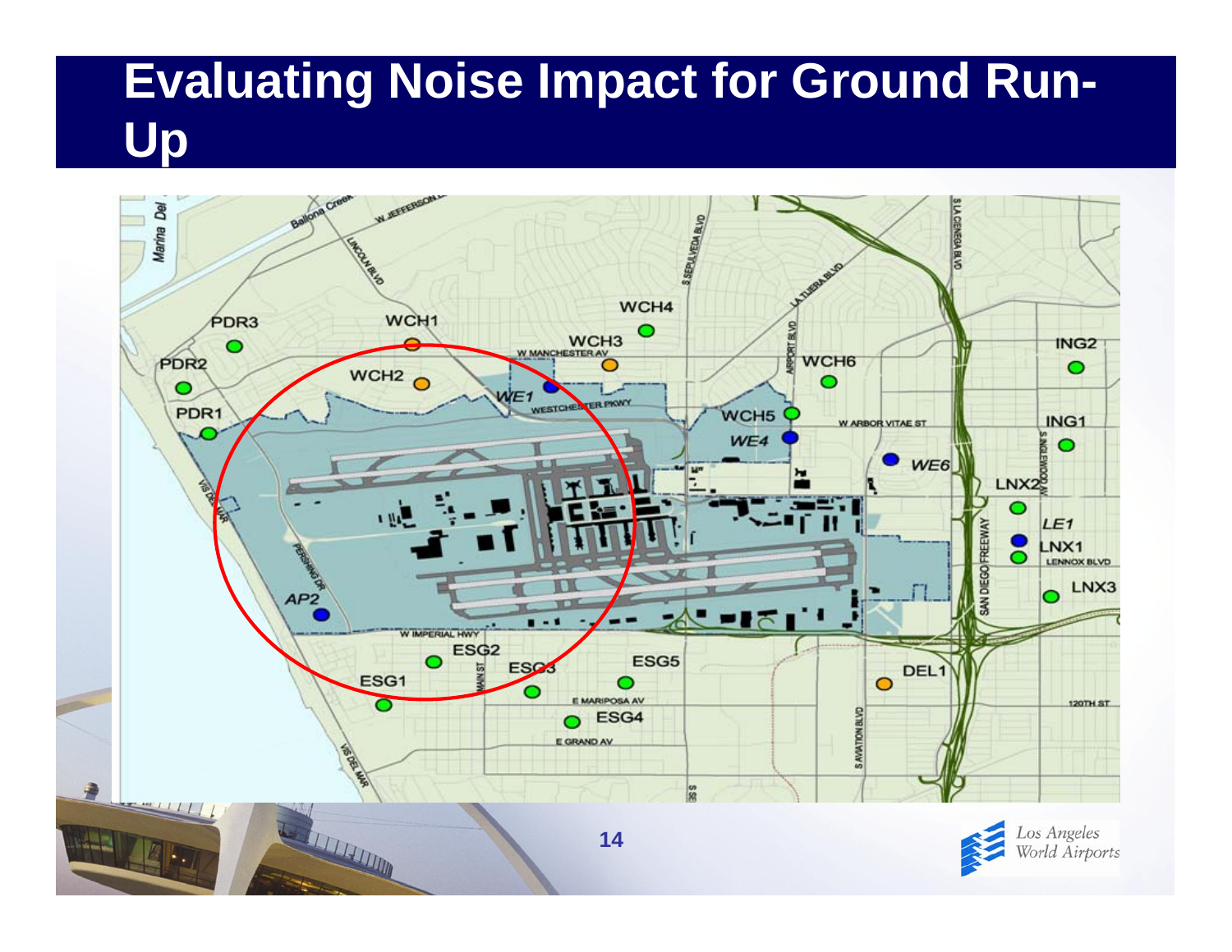# Evaluating Noise Impact for Ground Run-Up

Marina Del
Ballona Creek
W JEFFERSON
LINCOLN BLVD
S SEPULVEDA BLVD
LA TIJERA BLVD
S LA CIENEGA BLVD
PDR3
WCH1
WCH4
WCH3
W MANCHESTER AV
ING2
PDR2
WCH2
AIRPORT BLVD
WCH6
WE1
WESTCHESTER PKWY
PDR1
WCH5
W ARBOR VITAE ST
ING1
WE4
WE6
S INGLEWOOD AV
LNX2
VIS DEL MAR
LE1
LNX1
LENNOX BLVD
SAN DIEGO FREEWAY
PERSHING DR
LNX3
AP2
W IMPERIAL HWY
ESG2
ESG3
ESG5
DEL1
ESG1
MAIN ST
E MARIPOSA AV
120TH ST
ESG4
E GRAND AV
S AVIATION BLVD
VIS DEL MAR

Los Angeles World Airports